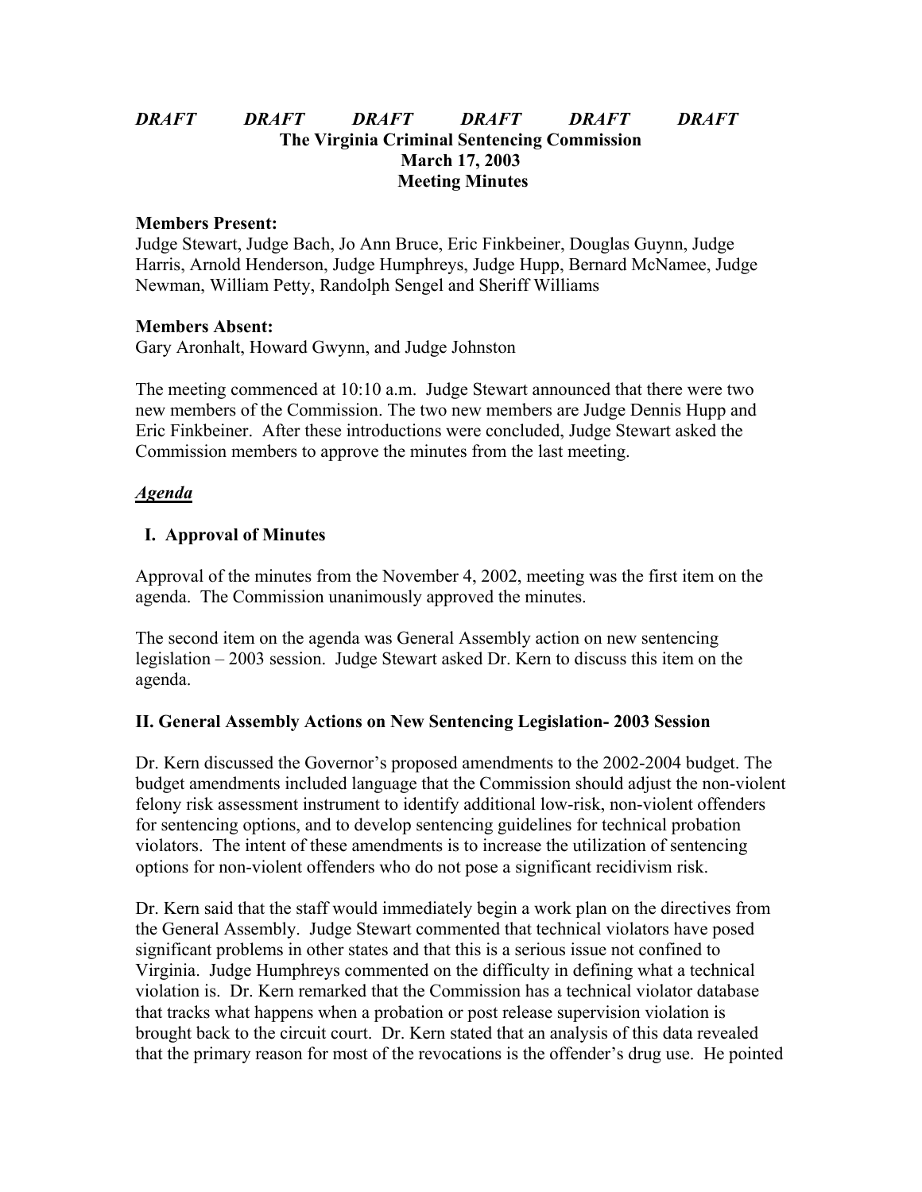***DRAFT DRAFT DRAFT DRAFT DRAFT DRAFT***

**The Virginia Criminal Sentencing Commission**
**March 17, 2003**
**Meeting Minutes**

**Members Present:**
Judge Stewart, Judge Bach, Jo Ann Bruce, Eric Finkbeiner, Douglas Guynn, Judge Harris, Arnold Henderson, Judge Humphreys, Judge Hupp, Bernard McNamee, Judge Newman, William Petty, Randolph Sengel and Sheriff Williams

**Members Absent:**
Gary Aronhalt, Howard Gwynn, and Judge Johnston

The meeting commenced at 10:10 a.m. Judge Stewart announced that there were two new members of the Commission. The two new members are Judge Dennis Hupp and Eric Finkbeiner. After these introductions were concluded, Judge Stewart asked the Commission members to approve the minutes from the last meeting.

***Agenda***

**I. Approval of Minutes**

Approval of the minutes from the November 4, 2002, meeting was the first item on the agenda. The Commission unanimously approved the minutes.

The second item on the agenda was General Assembly action on new sentencing legislation – 2003 session. Judge Stewart asked Dr. Kern to discuss this item on the agenda.

**II. General Assembly Actions on New Sentencing Legislation- 2003 Session**

Dr. Kern discussed the Governor's proposed amendments to the 2002-2004 budget. The budget amendments included language that the Commission should adjust the non-violent felony risk assessment instrument to identify additional low-risk, non-violent offenders for sentencing options, and to develop sentencing guidelines for technical probation violators. The intent of these amendments is to increase the utilization of sentencing options for non-violent offenders who do not pose a significant recidivism risk.

Dr. Kern said that the staff would immediately begin a work plan on the directives from the General Assembly. Judge Stewart commented that technical violators have posed significant problems in other states and that this is a serious issue not confined to Virginia. Judge Humphreys commented on the difficulty in defining what a technical violation is. Dr. Kern remarked that the Commission has a technical violator database that tracks what happens when a probation or post release supervision violation is brought back to the circuit court. Dr. Kern stated that an analysis of this data revealed that the primary reason for most of the revocations is the offender's drug use. He pointed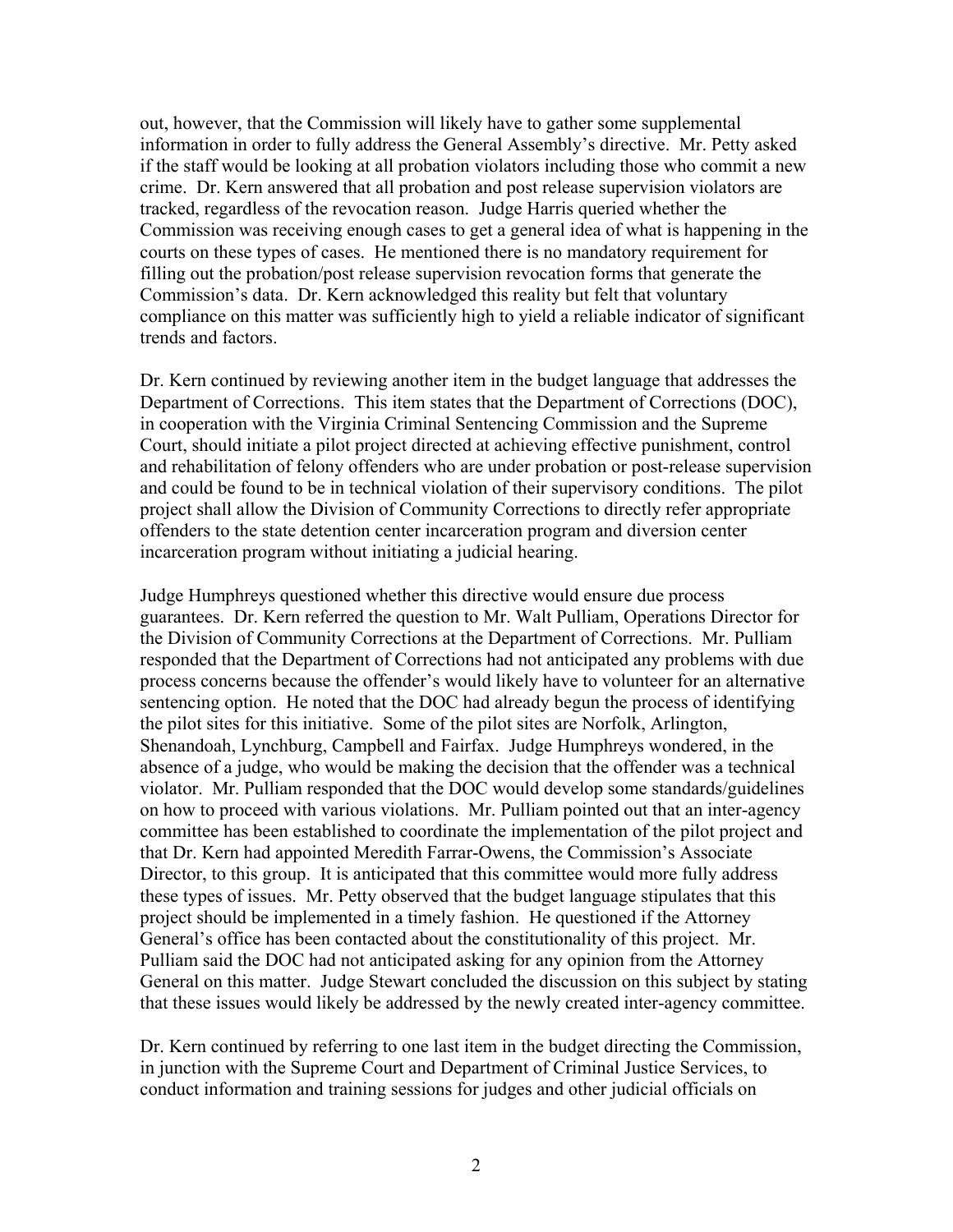out, however, that the Commission will likely have to gather some supplemental information in order to fully address the General Assembly's directive. Mr. Petty asked if the staff would be looking at all probation violators including those who commit a new crime. Dr. Kern answered that all probation and post release supervision violators are tracked, regardless of the revocation reason. Judge Harris queried whether the Commission was receiving enough cases to get a general idea of what is happening in the courts on these types of cases. He mentioned there is no mandatory requirement for filling out the probation/post release supervision revocation forms that generate the Commission's data. Dr. Kern acknowledged this reality but felt that voluntary compliance on this matter was sufficiently high to yield a reliable indicator of significant trends and factors.

Dr. Kern continued by reviewing another item in the budget language that addresses the Department of Corrections. This item states that the Department of Corrections (DOC), in cooperation with the Virginia Criminal Sentencing Commission and the Supreme Court, should initiate a pilot project directed at achieving effective punishment, control and rehabilitation of felony offenders who are under probation or post-release supervision and could be found to be in technical violation of their supervisory conditions. The pilot project shall allow the Division of Community Corrections to directly refer appropriate offenders to the state detention center incarceration program and diversion center incarceration program without initiating a judicial hearing.

Judge Humphreys questioned whether this directive would ensure due process guarantees. Dr. Kern referred the question to Mr. Walt Pulliam, Operations Director for the Division of Community Corrections at the Department of Corrections. Mr. Pulliam responded that the Department of Corrections had not anticipated any problems with due process concerns because the offender's would likely have to volunteer for an alternative sentencing option. He noted that the DOC had already begun the process of identifying the pilot sites for this initiative. Some of the pilot sites are Norfolk, Arlington, Shenandoah, Lynchburg, Campbell and Fairfax. Judge Humphreys wondered, in the absence of a judge, who would be making the decision that the offender was a technical violator. Mr. Pulliam responded that the DOC would develop some standards/guidelines on how to proceed with various violations. Mr. Pulliam pointed out that an inter-agency committee has been established to coordinate the implementation of the pilot project and that Dr. Kern had appointed Meredith Farrar-Owens, the Commission's Associate Director, to this group. It is anticipated that this committee would more fully address these types of issues. Mr. Petty observed that the budget language stipulates that this project should be implemented in a timely fashion. He questioned if the Attorney General's office has been contacted about the constitutionality of this project. Mr. Pulliam said the DOC had not anticipated asking for any opinion from the Attorney General on this matter. Judge Stewart concluded the discussion on this subject by stating that these issues would likely be addressed by the newly created inter-agency committee.

Dr. Kern continued by referring to one last item in the budget directing the Commission, in junction with the Supreme Court and Department of Criminal Justice Services, to conduct information and training sessions for judges and other judicial officials on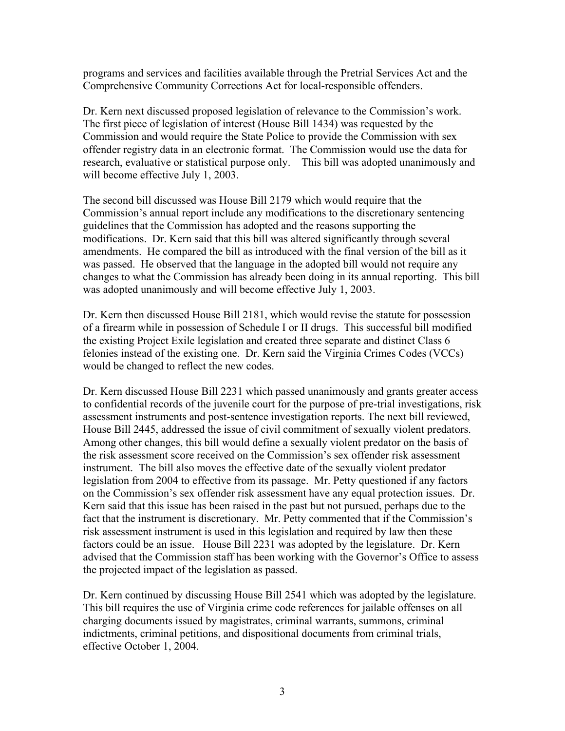programs and services and facilities available through the Pretrial Services Act and the Comprehensive Community Corrections Act for local-responsible offenders.

Dr. Kern next discussed proposed legislation of relevance to the Commission's work. The first piece of legislation of interest (House Bill 1434) was requested by the Commission and would require the State Police to provide the Commission with sex offender registry data in an electronic format. The Commission would use the data for research, evaluative or statistical purpose only. This bill was adopted unanimously and will become effective July 1, 2003.

The second bill discussed was House Bill 2179 which would require that the Commission's annual report include any modifications to the discretionary sentencing guidelines that the Commission has adopted and the reasons supporting the modifications. Dr. Kern said that this bill was altered significantly through several amendments. He compared the bill as introduced with the final version of the bill as it was passed. He observed that the language in the adopted bill would not require any changes to what the Commission has already been doing in its annual reporting. This bill was adopted unanimously and will become effective July 1, 2003.

Dr. Kern then discussed House Bill 2181, which would revise the statute for possession of a firearm while in possession of Schedule I or II drugs. This successful bill modified the existing Project Exile legislation and created three separate and distinct Class 6 felonies instead of the existing one. Dr. Kern said the Virginia Crimes Codes (VCCs) would be changed to reflect the new codes.

Dr. Kern discussed House Bill 2231 which passed unanimously and grants greater access to confidential records of the juvenile court for the purpose of pre-trial investigations, risk assessment instruments and post-sentence investigation reports. The next bill reviewed, House Bill 2445, addressed the issue of civil commitment of sexually violent predators. Among other changes, this bill would define a sexually violent predator on the basis of the risk assessment score received on the Commission's sex offender risk assessment instrument. The bill also moves the effective date of the sexually violent predator legislation from 2004 to effective from its passage. Mr. Petty questioned if any factors on the Commission's sex offender risk assessment have any equal protection issues. Dr. Kern said that this issue has been raised in the past but not pursued, perhaps due to the fact that the instrument is discretionary. Mr. Petty commented that if the Commission's risk assessment instrument is used in this legislation and required by law then these factors could be an issue. House Bill 2231 was adopted by the legislature. Dr. Kern advised that the Commission staff has been working with the Governor's Office to assess the projected impact of the legislation as passed.

Dr. Kern continued by discussing House Bill 2541 which was adopted by the legislature. This bill requires the use of Virginia crime code references for jailable offenses on all charging documents issued by magistrates, criminal warrants, summons, criminal indictments, criminal petitions, and dispositional documents from criminal trials, effective October 1, 2004.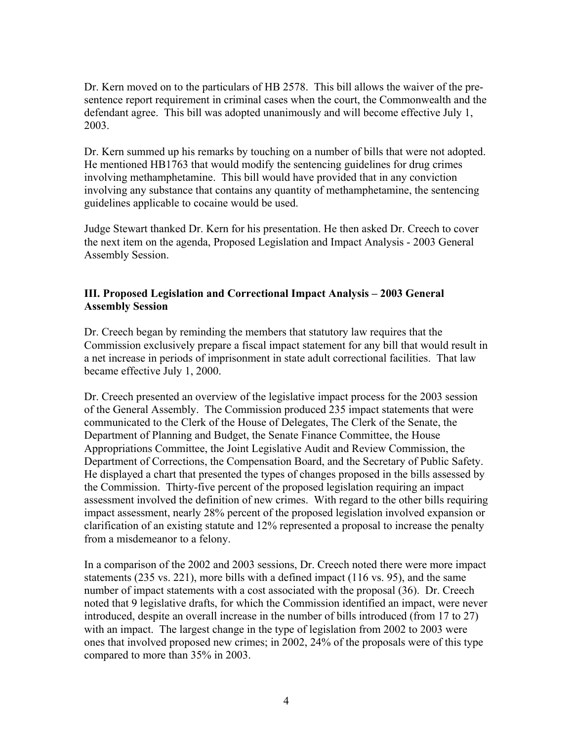Dr. Kern moved on to the particulars of HB 2578. This bill allows the waiver of the pre-sentence report requirement in criminal cases when the court, the Commonwealth and the defendant agree. This bill was adopted unanimously and will become effective July 1, 2003.

Dr. Kern summed up his remarks by touching on a number of bills that were not adopted. He mentioned HB1763 that would modify the sentencing guidelines for drug crimes involving methamphetamine. This bill would have provided that in any conviction involving any substance that contains any quantity of methamphetamine, the sentencing guidelines applicable to cocaine would be used.

Judge Stewart thanked Dr. Kern for his presentation. He then asked Dr. Creech to cover the next item on the agenda, Proposed Legislation and Impact Analysis - 2003 General Assembly Session.

### III. Proposed Legislation and Correctional Impact Analysis – 2003 General Assembly Session

Dr. Creech began by reminding the members that statutory law requires that the Commission exclusively prepare a fiscal impact statement for any bill that would result in a net increase in periods of imprisonment in state adult correctional facilities. That law became effective July 1, 2000.

Dr. Creech presented an overview of the legislative impact process for the 2003 session of the General Assembly. The Commission produced 235 impact statements that were communicated to the Clerk of the House of Delegates, The Clerk of the Senate, the Department of Planning and Budget, the Senate Finance Committee, the House Appropriations Committee, the Joint Legislative Audit and Review Commission, the Department of Corrections, the Compensation Board, and the Secretary of Public Safety. He displayed a chart that presented the types of changes proposed in the bills assessed by the Commission. Thirty-five percent of the proposed legislation requiring an impact assessment involved the definition of new crimes. With regard to the other bills requiring impact assessment, nearly 28% percent of the proposed legislation involved expansion or clarification of an existing statute and 12% represented a proposal to increase the penalty from a misdemeanor to a felony.

In a comparison of the 2002 and 2003 sessions, Dr. Creech noted there were more impact statements (235 vs. 221), more bills with a defined impact (116 vs. 95), and the same number of impact statements with a cost associated with the proposal (36). Dr. Creech noted that 9 legislative drafts, for which the Commission identified an impact, were never introduced, despite an overall increase in the number of bills introduced (from 17 to 27) with an impact. The largest change in the type of legislation from 2002 to 2003 were ones that involved proposed new crimes; in 2002, 24% of the proposals were of this type compared to more than 35% in 2003.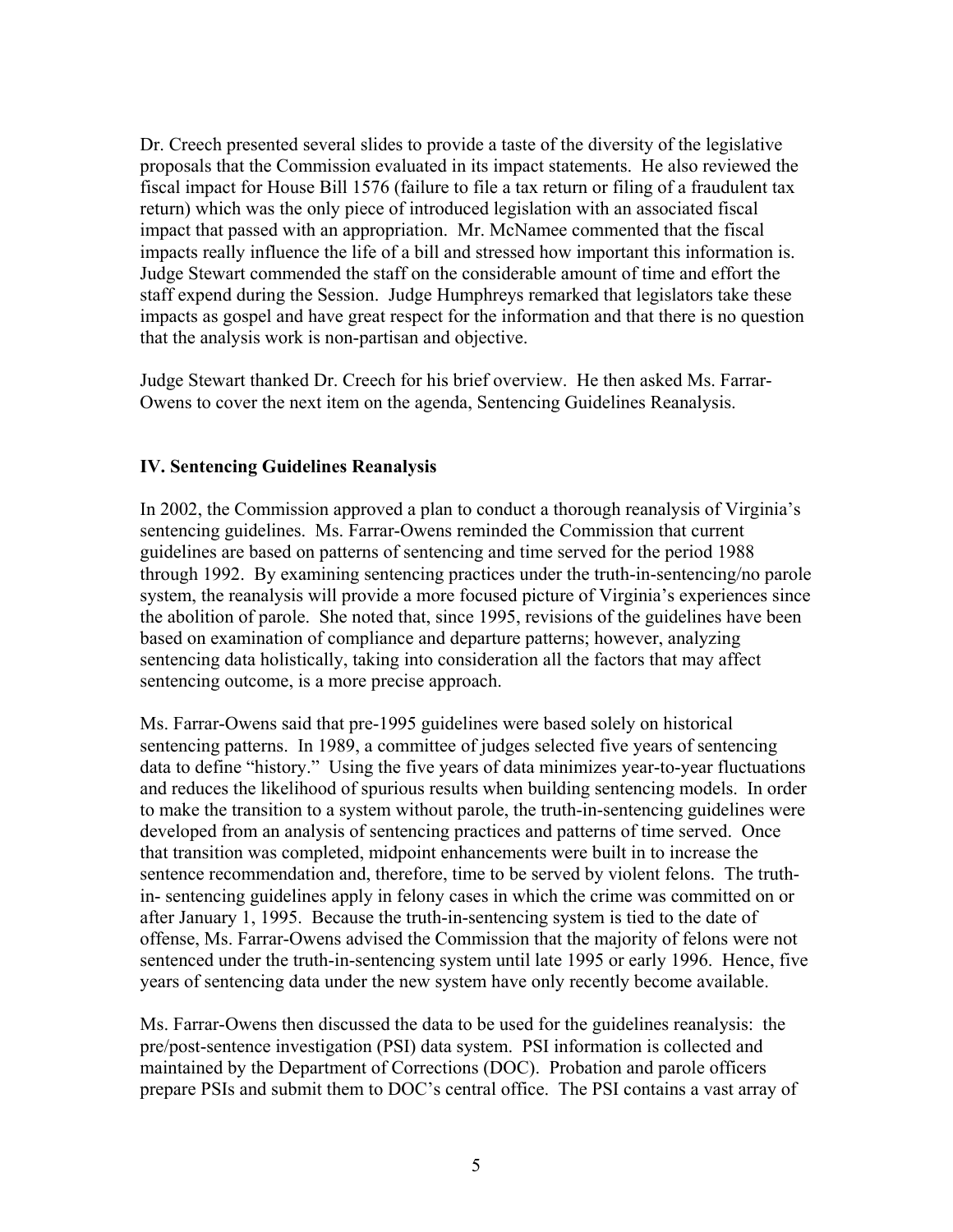Dr. Creech presented several slides to provide a taste of the diversity of the legislative proposals that the Commission evaluated in its impact statements. He also reviewed the fiscal impact for House Bill 1576 (failure to file a tax return or filing of a fraudulent tax return) which was the only piece of introduced legislation with an associated fiscal impact that passed with an appropriation. Mr. McNamee commented that the fiscal impacts really influence the life of a bill and stressed how important this information is. Judge Stewart commended the staff on the considerable amount of time and effort the staff expend during the Session. Judge Humphreys remarked that legislators take these impacts as gospel and have great respect for the information and that there is no question that the analysis work is non-partisan and objective.

Judge Stewart thanked Dr. Creech for his brief overview. He then asked Ms. Farrar-Owens to cover the next item on the agenda, Sentencing Guidelines Reanalysis.

**IV. Sentencing Guidelines Reanalysis**

In 2002, the Commission approved a plan to conduct a thorough reanalysis of Virginia's sentencing guidelines. Ms. Farrar-Owens reminded the Commission that current guidelines are based on patterns of sentencing and time served for the period 1988 through 1992. By examining sentencing practices under the truth-in-sentencing/no parole system, the reanalysis will provide a more focused picture of Virginia's experiences since the abolition of parole. She noted that, since 1995, revisions of the guidelines have been based on examination of compliance and departure patterns; however, analyzing sentencing data holistically, taking into consideration all the factors that may affect sentencing outcome, is a more precise approach.

Ms. Farrar-Owens said that pre-1995 guidelines were based solely on historical sentencing patterns. In 1989, a committee of judges selected five years of sentencing data to define "history." Using the five years of data minimizes year-to-year fluctuations and reduces the likelihood of spurious results when building sentencing models. In order to make the transition to a system without parole, the truth-in-sentencing guidelines were developed from an analysis of sentencing practices and patterns of time served. Once that transition was completed, midpoint enhancements were built in to increase the sentence recommendation and, therefore, time to be served by violent felons. The truth-in- sentencing guidelines apply in felony cases in which the crime was committed on or after January 1, 1995. Because the truth-in-sentencing system is tied to the date of offense, Ms. Farrar-Owens advised the Commission that the majority of felons were not sentenced under the truth-in-sentencing system until late 1995 or early 1996. Hence, five years of sentencing data under the new system have only recently become available.

Ms. Farrar-Owens then discussed the data to be used for the guidelines reanalysis: the pre/post-sentence investigation (PSI) data system. PSI information is collected and maintained by the Department of Corrections (DOC). Probation and parole officers prepare PSIs and submit them to DOC's central office. The PSI contains a vast array of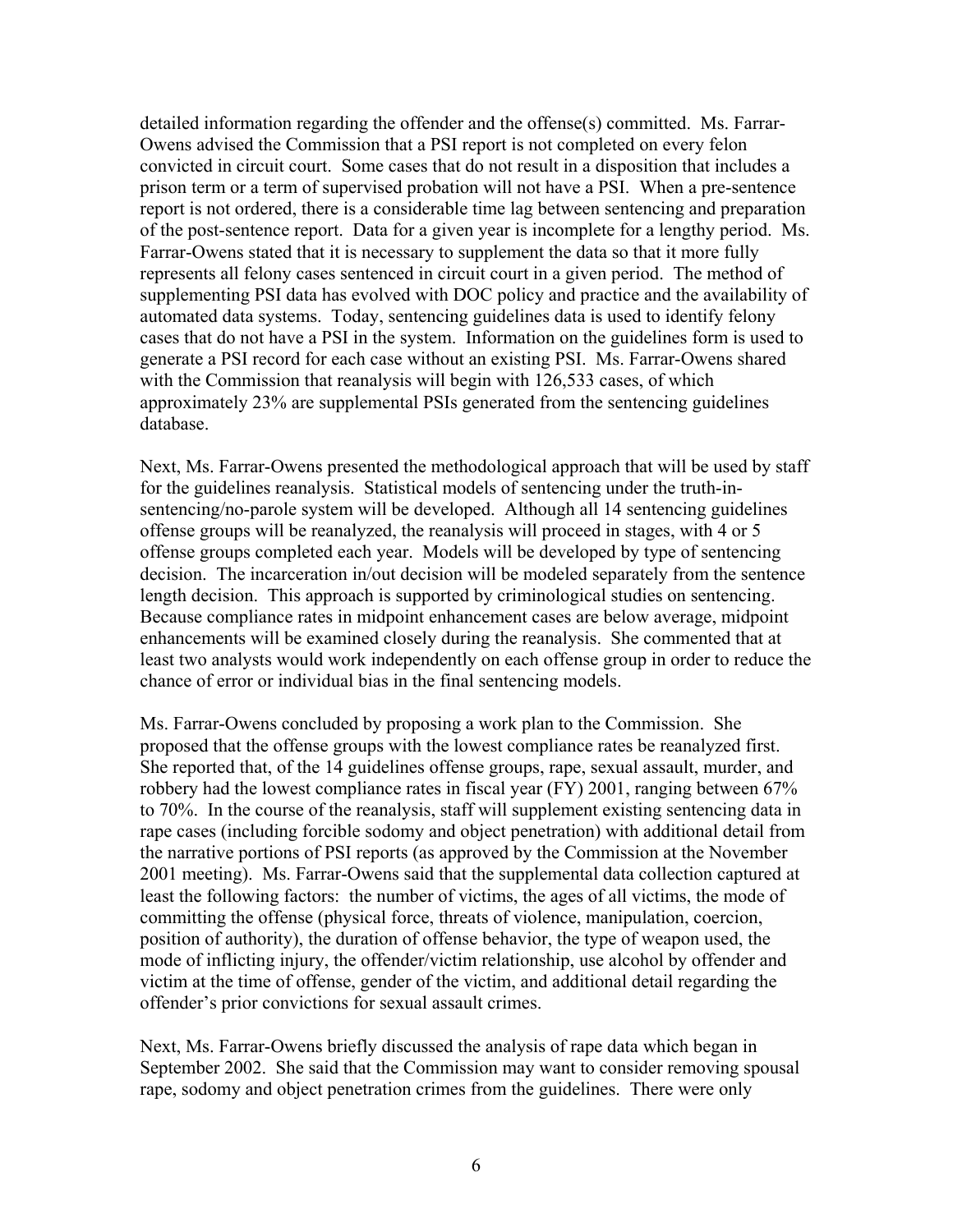detailed information regarding the offender and the offense(s) committed. Ms. Farrar-Owens advised the Commission that a PSI report is not completed on every felon convicted in circuit court. Some cases that do not result in a disposition that includes a prison term or a term of supervised probation will not have a PSI. When a pre-sentence report is not ordered, there is a considerable time lag between sentencing and preparation of the post-sentence report. Data for a given year is incomplete for a lengthy period. Ms. Farrar-Owens stated that it is necessary to supplement the data so that it more fully represents all felony cases sentenced in circuit court in a given period. The method of supplementing PSI data has evolved with DOC policy and practice and the availability of automated data systems. Today, sentencing guidelines data is used to identify felony cases that do not have a PSI in the system. Information on the guidelines form is used to generate a PSI record for each case without an existing PSI. Ms. Farrar-Owens shared with the Commission that reanalysis will begin with 126,533 cases, of which approximately 23% are supplemental PSIs generated from the sentencing guidelines database.

Next, Ms. Farrar-Owens presented the methodological approach that will be used by staff for the guidelines reanalysis. Statistical models of sentencing under the truth-in-sentencing/no-parole system will be developed. Although all 14 sentencing guidelines offense groups will be reanalyzed, the reanalysis will proceed in stages, with 4 or 5 offense groups completed each year. Models will be developed by type of sentencing decision. The incarceration in/out decision will be modeled separately from the sentence length decision. This approach is supported by criminological studies on sentencing. Because compliance rates in midpoint enhancement cases are below average, midpoint enhancements will be examined closely during the reanalysis. She commented that at least two analysts would work independently on each offense group in order to reduce the chance of error or individual bias in the final sentencing models.

Ms. Farrar-Owens concluded by proposing a work plan to the Commission. She proposed that the offense groups with the lowest compliance rates be reanalyzed first. She reported that, of the 14 guidelines offense groups, rape, sexual assault, murder, and robbery had the lowest compliance rates in fiscal year (FY) 2001, ranging between 67% to 70%. In the course of the reanalysis, staff will supplement existing sentencing data in rape cases (including forcible sodomy and object penetration) with additional detail from the narrative portions of PSI reports (as approved by the Commission at the November 2001 meeting). Ms. Farrar-Owens said that the supplemental data collection captured at least the following factors: the number of victims, the ages of all victims, the mode of committing the offense (physical force, threats of violence, manipulation, coercion, position of authority), the duration of offense behavior, the type of weapon used, the mode of inflicting injury, the offender/victim relationship, use alcohol by offender and victim at the time of offense, gender of the victim, and additional detail regarding the offender's prior convictions for sexual assault crimes.

Next, Ms. Farrar-Owens briefly discussed the analysis of rape data which began in September 2002. She said that the Commission may want to consider removing spousal rape, sodomy and object penetration crimes from the guidelines. There were only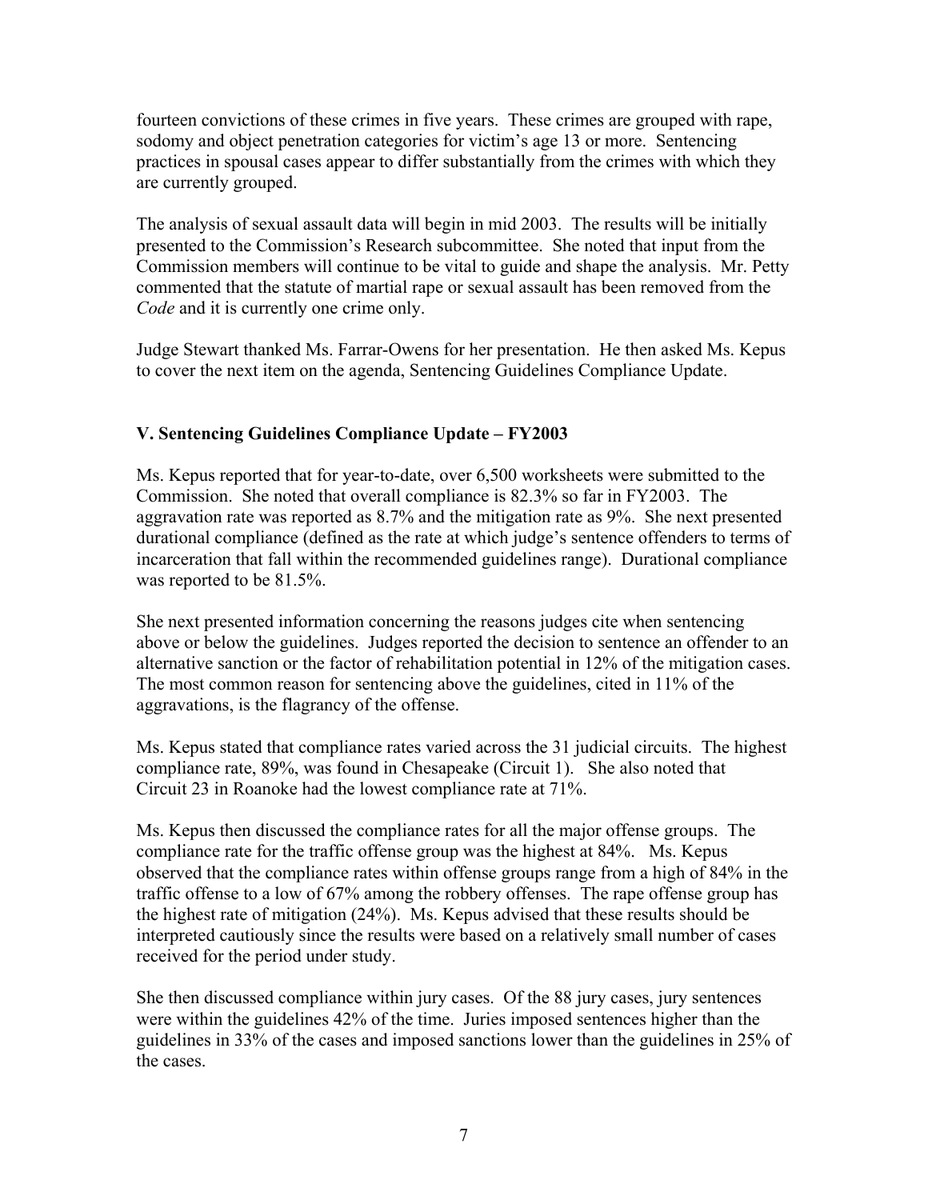fourteen convictions of these crimes in five years. These crimes are grouped with rape, sodomy and object penetration categories for victim's age 13 or more. Sentencing practices in spousal cases appear to differ substantially from the crimes with which they are currently grouped.

The analysis of sexual assault data will begin in mid 2003. The results will be initially presented to the Commission's Research subcommittee. She noted that input from the Commission members will continue to be vital to guide and shape the analysis. Mr. Petty commented that the statute of martial rape or sexual assault has been removed from the *Code* and it is currently one crime only.

Judge Stewart thanked Ms. Farrar-Owens for her presentation. He then asked Ms. Kepus to cover the next item on the agenda, Sentencing Guidelines Compliance Update.

## V. Sentencing Guidelines Compliance Update – FY2003

Ms. Kepus reported that for year-to-date, over 6,500 worksheets were submitted to the Commission. She noted that overall compliance is 82.3% so far in FY2003. The aggravation rate was reported as 8.7% and the mitigation rate as 9%. She next presented durational compliance (defined as the rate at which judge's sentence offenders to terms of incarceration that fall within the recommended guidelines range). Durational compliance was reported to be 81.5%.

She next presented information concerning the reasons judges cite when sentencing above or below the guidelines. Judges reported the decision to sentence an offender to an alternative sanction or the factor of rehabilitation potential in 12% of the mitigation cases. The most common reason for sentencing above the guidelines, cited in 11% of the aggravations, is the flagrancy of the offense.

Ms. Kepus stated that compliance rates varied across the 31 judicial circuits. The highest compliance rate, 89%, was found in Chesapeake (Circuit 1). She also noted that Circuit 23 in Roanoke had the lowest compliance rate at 71%.

Ms. Kepus then discussed the compliance rates for all the major offense groups. The compliance rate for the traffic offense group was the highest at 84%. Ms. Kepus observed that the compliance rates within offense groups range from a high of 84% in the traffic offense to a low of 67% among the robbery offenses. The rape offense group has the highest rate of mitigation (24%). Ms. Kepus advised that these results should be interpreted cautiously since the results were based on a relatively small number of cases received for the period under study.

She then discussed compliance within jury cases. Of the 88 jury cases, jury sentences were within the guidelines 42% of the time. Juries imposed sentences higher than the guidelines in 33% of the cases and imposed sanctions lower than the guidelines in 25% of the cases.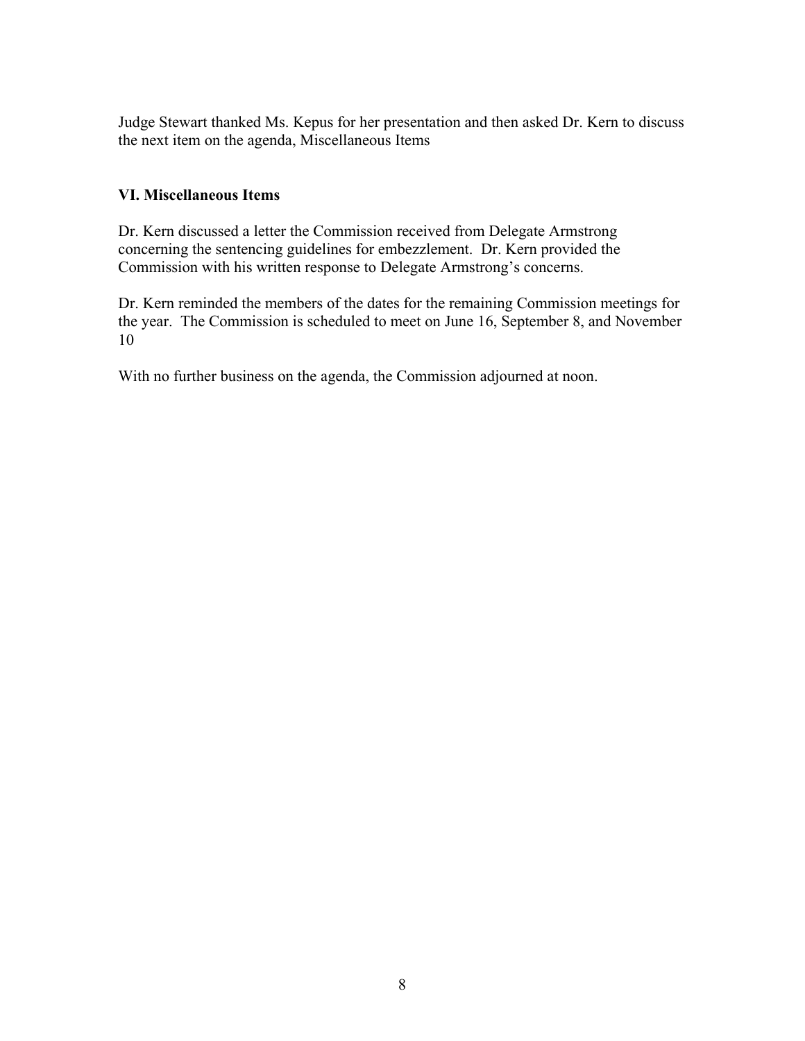Judge Stewart thanked Ms. Kepus for her presentation and then asked Dr. Kern to discuss the next item on the agenda, Miscellaneous Items

### VI. Miscellaneous Items

Dr. Kern discussed a letter the Commission received from Delegate Armstrong concerning the sentencing guidelines for embezzlement. Dr. Kern provided the Commission with his written response to Delegate Armstrong's concerns.

Dr. Kern reminded the members of the dates for the remaining Commission meetings for the year. The Commission is scheduled to meet on June 16, September 8, and November 10

With no further business on the agenda, the Commission adjourned at noon.